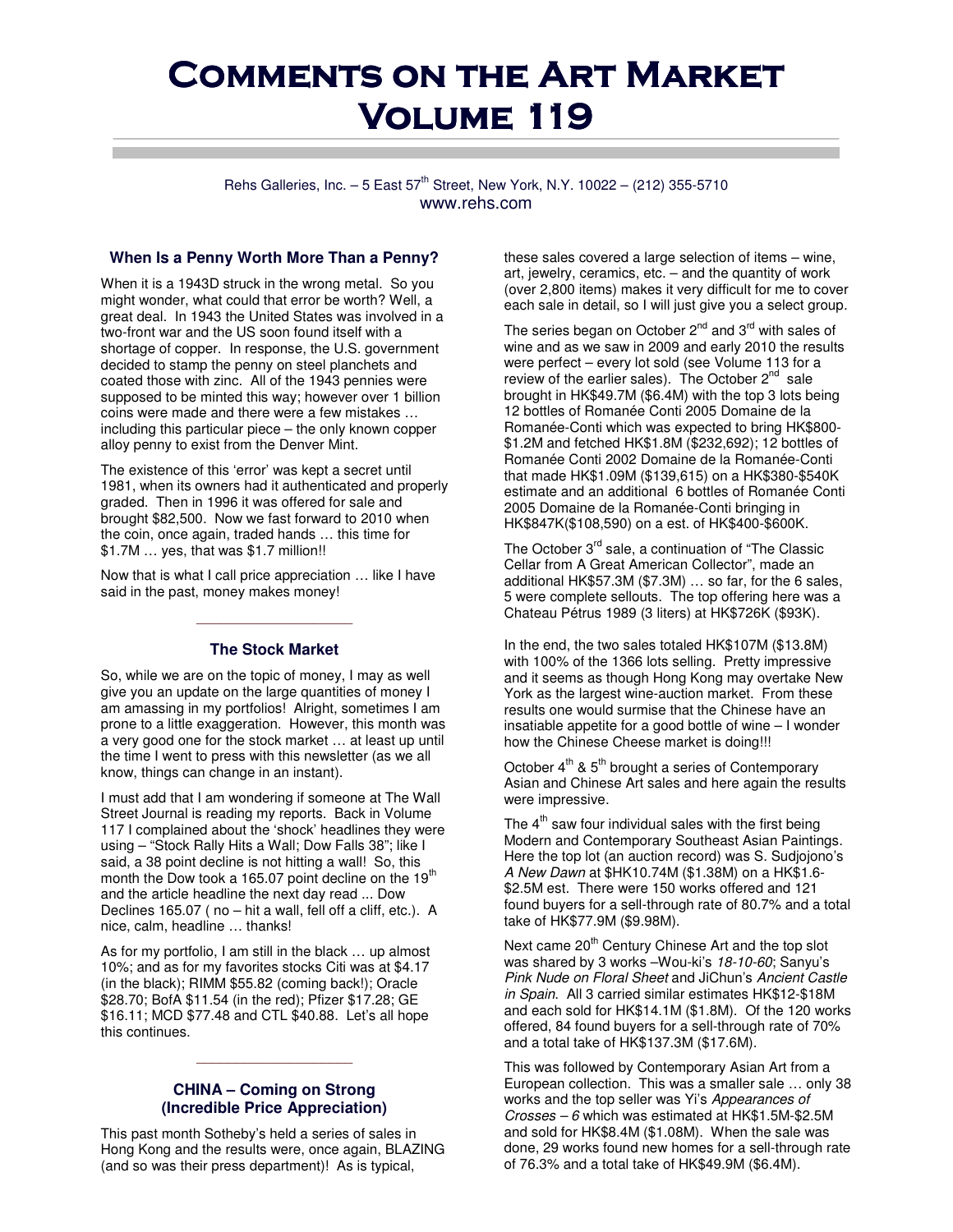# Comments on the Art Market Volume 119

Rehs Galleries, Inc. – 5 East 57th Street, New York, N.Y. 10022 – (212) 355-5710
www.rehs.com

### When Is a Penny Worth More Than a Penny?

When it is a 1943D struck in the wrong metal. So you might wonder, what could that error be worth? Well, a great deal. In 1943 the United States was involved in a two-front war and the US soon found itself with a shortage of copper. In response, the U.S. government decided to stamp the penny on steel planchets and coated those with zinc. All of the 1943 pennies were supposed to be minted this way; however over 1 billion coins were made and there were a few mistakes … including this particular piece – the only known copper alloy penny to exist from the Denver Mint.

The existence of this 'error' was kept a secret until 1981, when its owners had it authenticated and properly graded. Then in 1996 it was offered for sale and brought $82,500. Now we fast forward to 2010 when the coin, once again, traded hands … this time for $1.7M … yes, that was $1.7 million!!

Now that is what I call price appreciation … like I have said in the past, money makes money!

### The Stock Market

So, while we are on the topic of money, I may as well give you an update on the large quantities of money I am amassing in my portfolios! Alright, sometimes I am prone to a little exaggeration. However, this month was a very good one for the stock market … at least up until the time I went to press with this newsletter (as we all know, things can change in an instant).

I must add that I am wondering if someone at The Wall Street Journal is reading my reports. Back in Volume 117 I complained about the 'shock' headlines they were using – "Stock Rally Hits a Wall; Dow Falls 38"; like I said, a 38 point decline is not hitting a wall! So, this month the Dow took a 165.07 point decline on the 19th and the article headline the next day read ... Dow Declines 165.07 ( no – hit a wall, fell off a cliff, etc.). A nice, calm, headline … thanks!

As for my portfolio, I am still in the black … up almost 10%; and as for my favorites stocks Citi was at $4.17 (in the black); RIMM $55.82 (coming back!); Oracle $28.70; BofA $11.54 (in the red); Pfizer $17.28; GE $16.11; MCD $77.48 and CTL $40.88. Let's all hope this continues.

### CHINA – Coming on Strong (Incredible Price Appreciation)

This past month Sotheby's held a series of sales in Hong Kong and the results were, once again, BLAZING (and so was their press department)! As is typical, these sales covered a large selection of items – wine, art, jewelry, ceramics, etc. – and the quantity of work (over 2,800 items) makes it very difficult for me to cover each sale in detail, so I will just give you a select group.

The series began on October 2nd and 3rd with sales of wine and as we saw in 2009 and early 2010 the results were perfect – every lot sold (see Volume 113 for a review of the earlier sales). The October 2nd sale brought in HK$49.7M ($6.4M) with the top 3 lots being 12 bottles of Romanée Conti 2005 Domaine de la Romanée-Conti which was expected to bring HK$800-$1.2M and fetched HK$1.8M ($232,692); 12 bottles of Romanée Conti 2002 Domaine de la Romanée-Conti that made HK$1.09M ($139,615) on a HK$380-$540K estimate and an additional 6 bottles of Romanée Conti 2005 Domaine de la Romanée-Conti bringing in HK$847K($108,590) on a est. of HK$400-$600K.

The October 3rd sale, a continuation of "The Classic Cellar from A Great American Collector", made an additional HK$57.3M ($7.3M) … so far, for the 6 sales, 5 were complete sellouts. The top offering here was a Chateau Pétrus 1989 (3 liters) at HK$726K ($93K).

In the end, the two sales totaled HK$107M ($13.8M) with 100% of the 1366 lots selling. Pretty impressive and it seems as though Hong Kong may overtake New York as the largest wine-auction market. From these results one would surmise that the Chinese have an insatiable appetite for a good bottle of wine – I wonder how the Chinese Cheese market is doing!!!

October 4th & 5th brought a series of Contemporary Asian and Chinese Art sales and here again the results were impressive.

The 4th saw four individual sales with the first being Modern and Contemporary Southeast Asian Paintings. Here the top lot (an auction record) was S. Sudjojono's *A New Dawn* at $HK10.74M ($1.38M) on a HK$1.6-$2.5M est. There were 150 works offered and 121 found buyers for a sell-through rate of 80.7% and a total take of HK$77.9M ($9.98M).

Next came 20th Century Chinese Art and the top slot was shared by 3 works –Wou-ki's *18-10-60*; Sanyu's *Pink Nude on Floral Sheet* and JiChun's *Ancient Castle in Spain*. All 3 carried similar estimates HK$12-$18M and each sold for HK$14.1M ($1.8M). Of the 120 works offered, 84 found buyers for a sell-through rate of 70% and a total take of HK$137.3M ($17.6M).

This was followed by Contemporary Asian Art from a European collection. This was a smaller sale … only 38 works and the top seller was Yi's *Appearances of Crosses – 6* which was estimated at HK$1.5M-$2.5M and sold for HK$8.4M ($1.08M). When the sale was done, 29 works found new homes for a sell-through rate of 76.3% and a total take of HK$49.9M ($6.4M).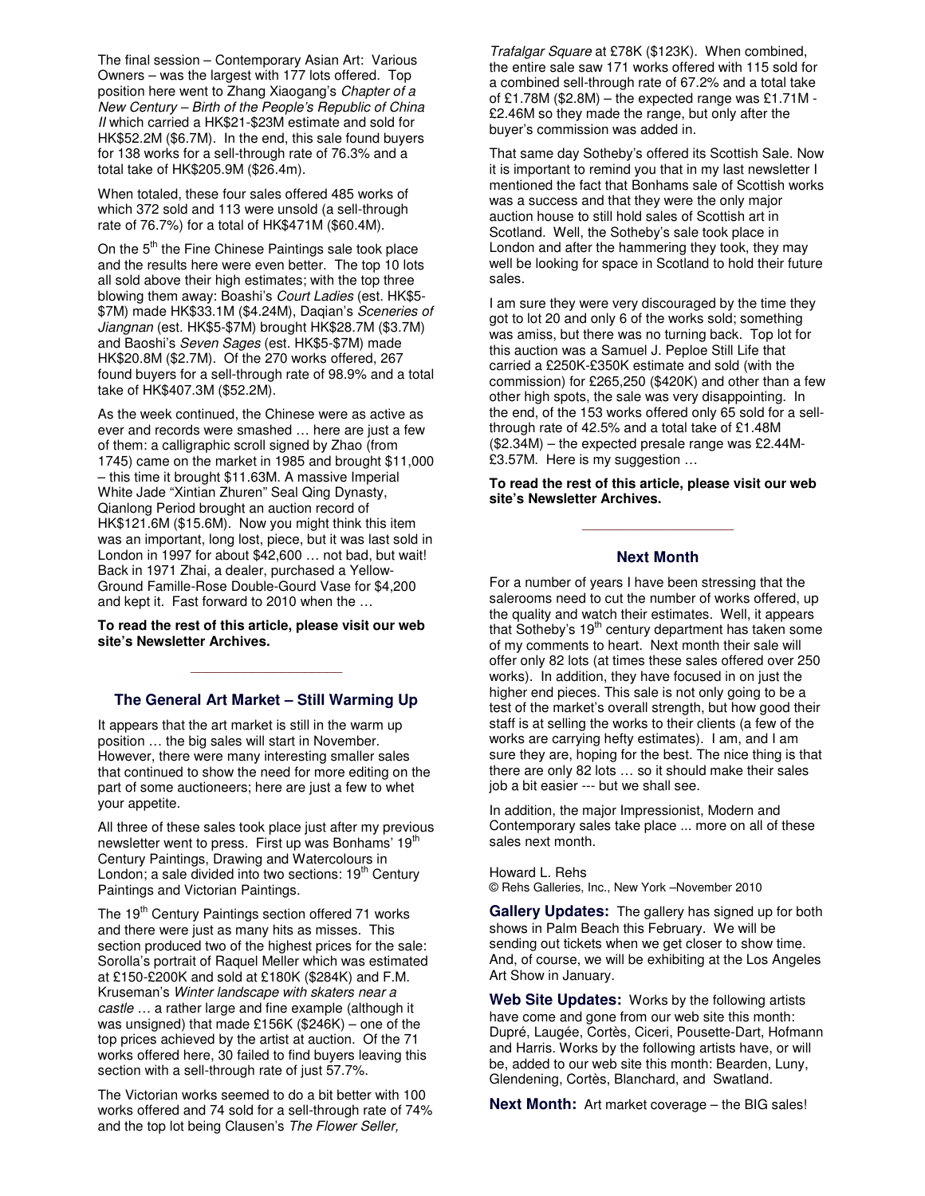The final session – Contemporary Asian Art: Various Owners – was the largest with 177 lots offered. Top position here went to Zhang Xiaogang's *Chapter of a New Century – Birth of the People's Republic of China II* which carried a HK$21-$23M estimate and sold for HK$52.2M ($6.7M). In the end, this sale found buyers for 138 works for a sell-through rate of 76.3% and a total take of HK$205.9M ($26.4m).

When totaled, these four sales offered 485 works of which 372 sold and 113 were unsold (a sell-through rate of 76.7%) for a total of HK$471M ($60.4M).

On the 5th the Fine Chinese Paintings sale took place and the results here were even better. The top 10 lots all sold above their high estimates; with the top three blowing them away: Boashi's *Court Ladies* (est. HK$5-$7M) made HK$33.1M ($4.24M), Daqian's *Sceneries of Jiangnan* (est. HK$5-$7M) brought HK$28.7M ($3.7M) and Baoshi's *Seven Sages* (est. HK$5-$7M) made HK$20.8M ($2.7M). Of the 270 works offered, 267 found buyers for a sell-through rate of 98.9% and a total take of HK$407.3M ($52.2M).

As the week continued, the Chinese were as active as ever and records were smashed … here are just a few of them: a calligraphic scroll signed by Zhao (from 1745) came on the market in 1985 and brought $11,000 – this time it brought $11.63M. A massive Imperial White Jade "Xintian Zhuren" Seal Qing Dynasty, Qianlong Period brought an auction record of HK$121.6M ($15.6M). Now you might think this item was an important, long lost, piece, but it was last sold in London in 1997 for about $42,600 … not bad, but wait! Back in 1971 Zhai, a dealer, purchased a Yellow-Ground Famille-Rose Double-Gourd Vase for $4,200 and kept it. Fast forward to 2010 when the …

**To read the rest of this article, please visit our web site's Newsletter Archives.**

---

## The General Art Market – Still Warming Up

It appears that the art market is still in the warm up position … the big sales will start in November. However, there were many interesting smaller sales that continued to show the need for more editing on the part of some auctioneers; here are just a few to whet your appetite.

All three of these sales took place just after my previous newsletter went to press. First up was Bonhams' 19th Century Paintings, Drawing and Watercolours in London; a sale divided into two sections: 19th Century Paintings and Victorian Paintings.

The 19th Century Paintings section offered 71 works and there were just as many hits as misses. This section produced two of the highest prices for the sale: Sorolla's portrait of Raquel Meller which was estimated at £150-£200K and sold at £180K ($284K) and F.M. Kruseman's *Winter landscape with skaters near a castle* … a rather large and fine example (although it was unsigned) that made £156K ($246K) – one of the top prices achieved by the artist at auction. Of the 71 works offered here, 30 failed to find buyers leaving this section with a sell-through rate of just 57.7%.

The Victorian works seemed to do a bit better with 100 works offered and 74 sold for a sell-through rate of 74% and the top lot being Clausen's *The Flower Seller, Trafalgar Square* at £78K ($123K). When combined, the entire sale saw 171 works offered with 115 sold for a combined sell-through rate of 67.2% and a total take of £1.78M ($2.8M) – the expected range was £1.71M - £2.46M so they made the range, but only after the buyer's commission was added in.

That same day Sotheby's offered its Scottish Sale. Now it is important to remind you that in my last newsletter I mentioned the fact that Bonhams sale of Scottish works was a success and that they were the only major auction house to still hold sales of Scottish art in Scotland. Well, the Sotheby's sale took place in London and after the hammering they took, they may well be looking for space in Scotland to hold their future sales.

I am sure they were very discouraged by the time they got to lot 20 and only 6 of the works sold; something was amiss, but there was no turning back. Top lot for this auction was a Samuel J. Peploe Still Life that carried a £250K-£350K estimate and sold (with the commission) for £265,250 ($420K) and other than a few other high spots, the sale was very disappointing. In the end, of the 153 works offered only 65 sold for a sell-through rate of 42.5% and a total take of £1.48M ($2.34M) – the expected presale range was £2.44M-£3.57M. Here is my suggestion …

**To read the rest of this article, please visit our web site's Newsletter Archives.**

---

## Next Month

For a number of years I have been stressing that the salerooms need to cut the number of works offered, up the quality and watch their estimates. Well, it appears that Sotheby's 19th century department has taken some of my comments to heart. Next month their sale will offer only 82 lots (at times these sales offered over 250 works). In addition, they have focused in on just the higher end pieces. This sale is not only going to be a test of the market's overall strength, but how good their staff is at selling the works to their clients (a few of the works are carrying hefty estimates). I am, and I am sure they are, hoping for the best. The nice thing is that there are only 82 lots … so it should make their sales job a bit easier --- but we shall see.

In addition, the major Impressionist, Modern and Contemporary sales take place ... more on all of these sales next month.

Howard L. Rehs
© Rehs Galleries, Inc., New York –November 2010

**Gallery Updates:** The gallery has signed up for both shows in Palm Beach this February. We will be sending out tickets when we get closer to show time. And, of course, we will be exhibiting at the Los Angeles Art Show in January.

**Web Site Updates:** Works by the following artists have come and gone from our web site this month: Dupré, Laugée, Cortès, Ciceri, Pousette-Dart, Hofmann and Harris. Works by the following artists have, or will be, added to our web site this month: Bearden, Luny, Glendening, Cortès, Blanchard, and Swatland.

**Next Month:** Art market coverage – the BIG sales!